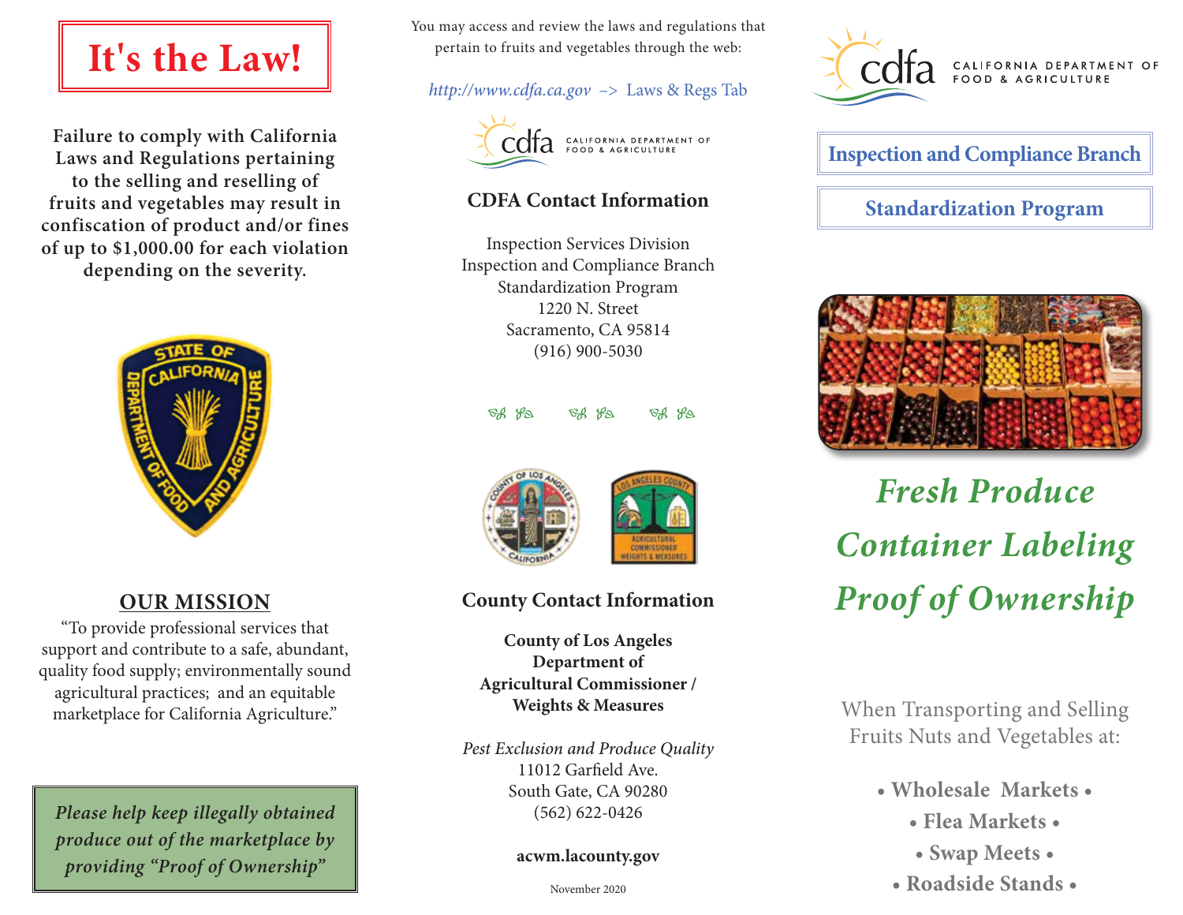# It's the Law!

**Failure to comply with California Laws and Regulations pertaining to the selling and reselling of fruits and vegetables may result in confiscation of product and/or fines of up to $1,000.00 for each violation depending on the severity.**

## OUR MISSION

"To provide professional services that support and contribute to a safe, abundant, quality food supply; environmentally sound agricultural practices; and an equitable marketplace for California Agriculture."

*Please help keep illegally obtained produce out of the marketplace by providing "Proof of Ownership"*

You may access and review the laws and regulations that pertain to fruits and vegetables through the web:

*http://www.cdfa.ca.gov* –> Laws & Regs Tab

cdfa CALIFORNIA DEPARTMENT OF FOOD & AGRICULTURE

## CDFA Contact Information

Inspection Services Division
Inspection and Compliance Branch
Standardization Program
1220 N. Street
Sacramento, CA 95814
(916) 900-5030

## County Contact Information

**County of Los Angeles
Department of
Agricultural Commissioner /
Weights & Measures**

*Pest Exclusion and Produce Quality*
11012 Garfield Ave.
South Gate, CA 90280
(562) 622-0426

**acwm.lacounty.gov**

November 2020

cdfa CALIFORNIA DEPARTMENT OF FOOD & AGRICULTURE

**Inspection and Compliance Branch**

**Standardization Program**

# *Fresh Produce Container Labeling Proof of Ownership*

When Transporting and Selling Fruits Nuts and Vegetables at:

- **Wholesale Markets**
- **Flea Markets**
- **Swap Meets**
- **Roadside Stands**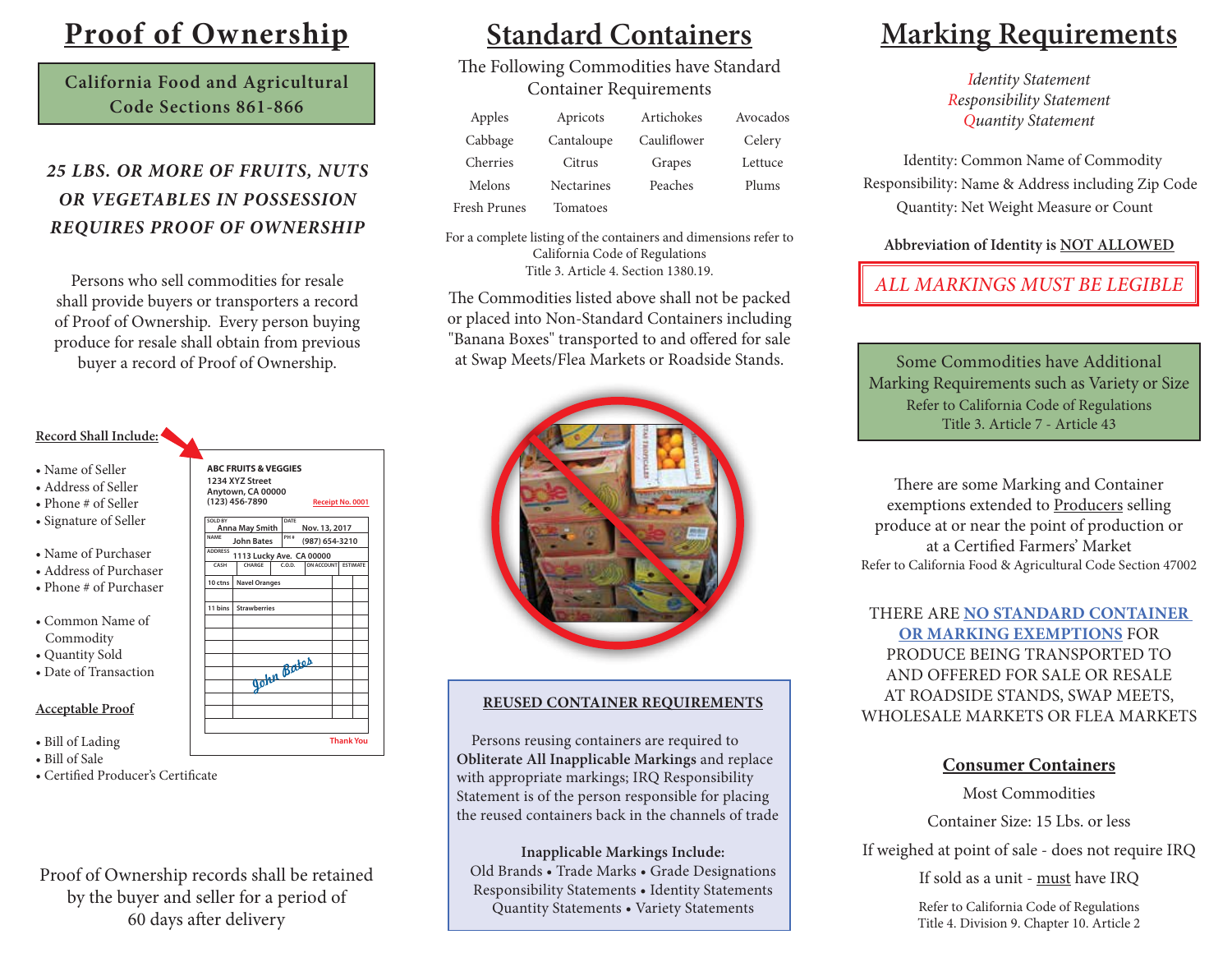# Proof of Ownership

**California Food and Agricultural Code Sections 861-866**

***25 LBS. OR MORE OF FRUITS, NUTS OR VEGETABLES IN POSSESSION REQUIRES PROOF OF OWNERSHIP***

Persons who sell commodities for resale shall provide buyers or transporters a record of Proof of Ownership. Every person buying produce for resale shall obtain from previous buyer a record of Proof of Ownership.

**Record Shall Include:**

- Name of Seller
- Address of Seller
- Phone # of Seller
- Signature of Seller

- Name of Purchaser
- Address of Purchaser
- Phone # of Purchaser

- Common Name of Commodity
- Quantity Sold
- Date of Transaction

**ABC FRUITS & VEGGIES**
1234 XYZ Street
Anytown, CA 00000
(123) 456-7890
Receipt No. 0001

| | | | | |
|---|---|---|---|---|
| SOLD BY: Anna May Smith | | DATE: Nov. 13, 2017 | | |
| NAME: John Bates | | PH #: (987) 654-3210 | | |
| ADDRESS: 1113 Lucky Ave. CA 00000 | | | | |
| CASH | CHARGE | C.O.D. | ON ACCOUNT | ESTIMATE |
| 10 ctns | Navel Oranges | | | |
| 11 bins | Strawberries | | | |

John Bates

Thank You

**Acceptable Proof**

- Bill of Lading
- Bill of Sale
- Certified Producer's Certificate

Proof of Ownership records shall be retained by the buyer and seller for a period of 60 days after delivery

# Standard Containers

The Following Commodities have Standard Container Requirements

| | | | |
|---|---|---|---|
| Apples | Apricots | Artichokes | Avocados |
| Cabbage | Cantaloupe | Cauliflower | Celery |
| Cherries | Citrus | Grapes | Lettuce |
| Melons | Nectarines | Peaches | Plums |
| Fresh Prunes | Tomatoes | | |

For a complete listing of the containers and dimensions refer to California Code of Regulations Title 3. Article 4. Section 1380.19.

The Commodities listed above shall not be packed or placed into Non-Standard Containers including "Banana Boxes" transported to and offered for sale at Swap Meets/Flea Markets or Roadside Stands.

**REUSED CONTAINER REQUIREMENTS**

Persons reusing containers are required to **Obliterate All Inapplicable Markings** and replace with appropriate markings; IRQ Responsibility Statement is of the person responsible for placing the reused containers back in the channels of trade

**Inapplicable Markings Include:**
Old Brands • Trade Marks • Grade Designations Responsibility Statements • Identity Statements Quantity Statements • Variety Statements

# Marking Requirements

*Identity Statement*
*Responsibility Statement*
*Quantity Statement*

Identity: Common Name of Commodity
Responsibility: Name & Address including Zip Code
Quantity: Net Weight Measure or Count

**Abbreviation of Identity is NOT ALLOWED**

*ALL MARKINGS MUST BE LEGIBLE*

Some Commodities have Additional Marking Requirements such as Variety or Size
Refer to California Code of Regulations Title 3. Article 7 - Article 43

There are some Marking and Container exemptions extended to Producers selling produce at or near the point of production or at a Certified Farmers' Market
Refer to California Food & Agricultural Code Section 47002

THERE ARE **NO STANDARD CONTAINER OR MARKING EXEMPTIONS** FOR PRODUCE BEING TRANSPORTED TO AND OFFERED FOR SALE OR RESALE AT ROADSIDE STANDS, SWAP MEETS, WHOLESALE MARKETS OR FLEA MARKETS

**Consumer Containers**

Most Commodities

Container Size: 15 Lbs. or less

If weighed at point of sale - does not require IRQ

If sold as a unit - must have IRQ

Refer to California Code of Regulations Title 4. Division 9. Chapter 10. Article 2